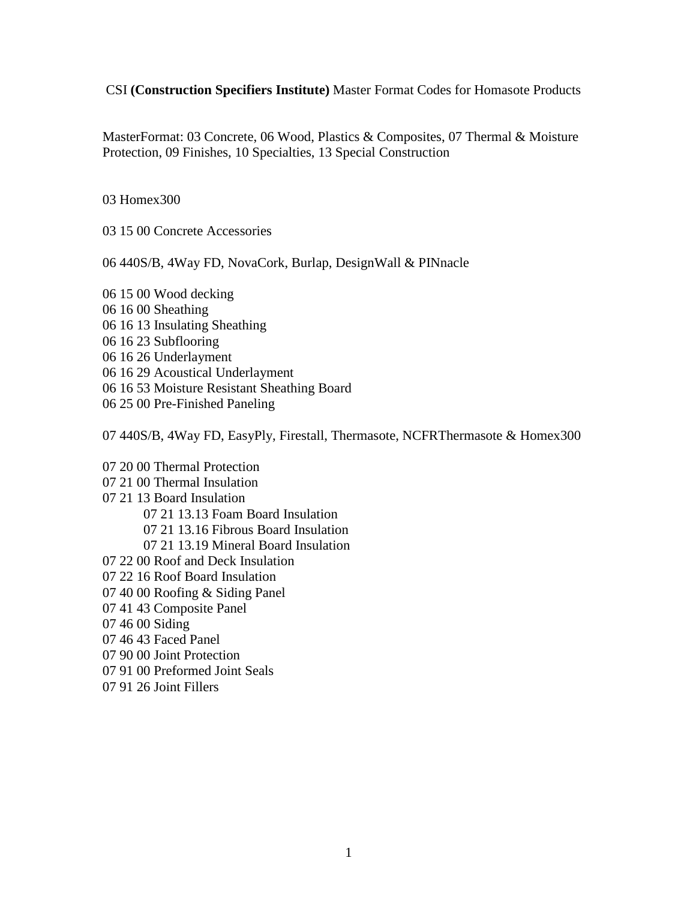CSI **(Construction Specifiers Institute)** Master Format Codes for Homasote Products

MasterFormat: 03 Concrete, 06 Wood, Plastics & Composites, 07 Thermal & Moisture Protection, 09 Finishes, 10 Specialties, 13 Special Construction

03 Homex300

03 15 00 Concrete Accessories

06 440S/B, 4Way FD, NovaCork, Burlap, DesignWall & PINnacle

06 15 00 Wood decking
06 16 00 Sheathing
06 16 13 Insulating Sheathing
06 16 23 Subflooring
06 16 26 Underlayment
06 16 29 Acoustical Underlayment
06 16 53 Moisture Resistant Sheathing Board
06 25 00 Pre-Finished Paneling

07 440S/B, 4Way FD, EasyPly, Firestall, Thermasote, NCFRThermasote & Homex300

07 20 00 Thermal Protection
07 21 00 Thermal Insulation
07 21 13 Board Insulation
- 07 21 13.13 Foam Board Insulation
- 07 21 13.16 Fibrous Board Insulation
- 07 21 13.19 Mineral Board Insulation

07 22 00 Roof and Deck Insulation
07 22 16 Roof Board Insulation
07 40 00 Roofing & Siding Panel
07 41 43 Composite Panel
07 46 00 Siding
07 46 43 Faced Panel
07 90 00 Joint Protection
07 91 00 Preformed Joint Seals
07 91 26 Joint Fillers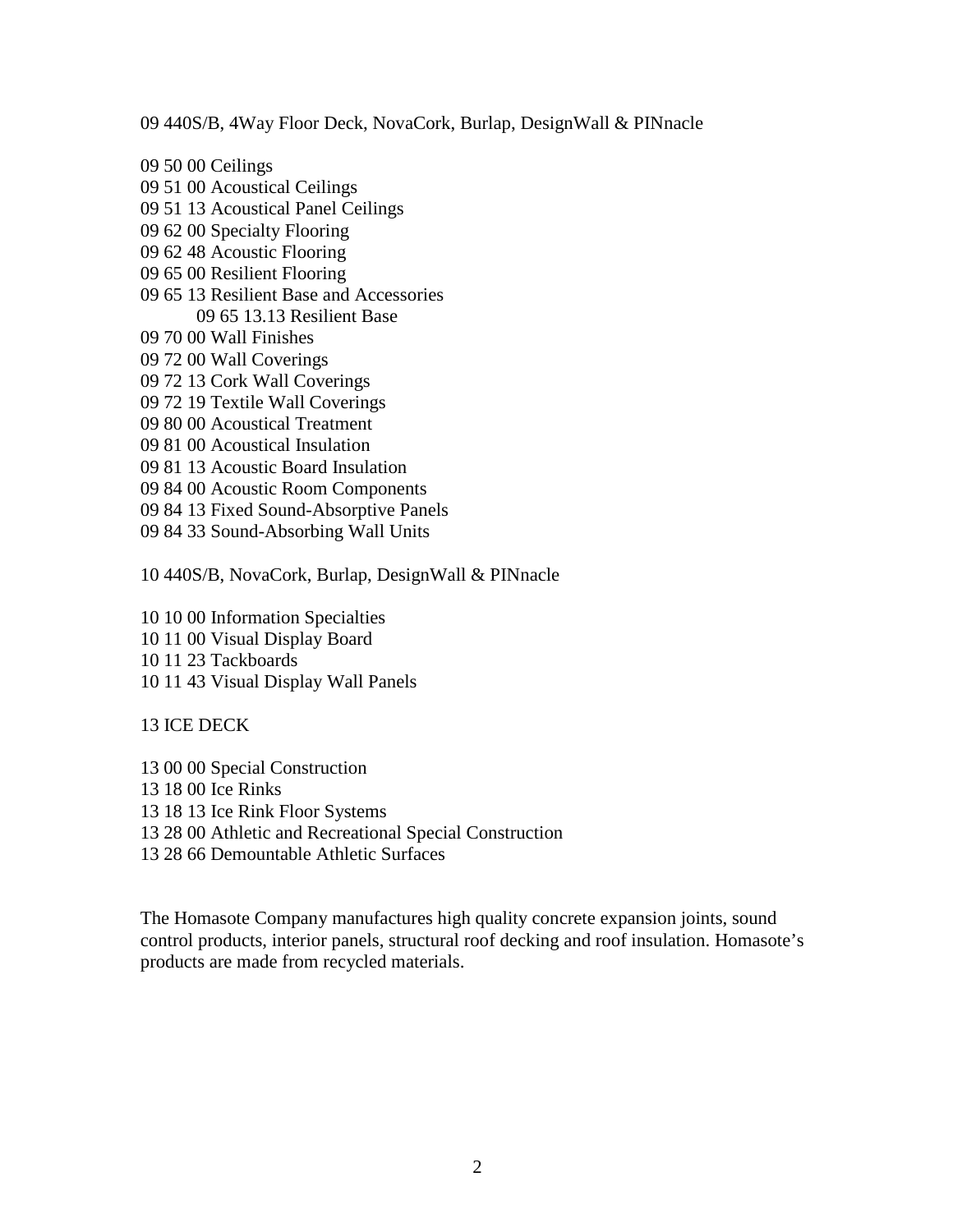09 440S/B, 4Way Floor Deck, NovaCork, Burlap, DesignWall & PINnacle

09 50 00 Ceilings
09 51 00 Acoustical Ceilings
09 51 13 Acoustical Panel Ceilings
09 62 00 Specialty Flooring
09 62 48 Acoustic Flooring
09 65 00 Resilient Flooring
09 65 13 Resilient Base and Accessories
    09 65 13.13 Resilient Base
09 70 00 Wall Finishes
09 72 00 Wall Coverings
09 72 13 Cork Wall Coverings
09 72 19 Textile Wall Coverings
09 80 00 Acoustical Treatment
09 81 00 Acoustical Insulation
09 81 13 Acoustic Board Insulation
09 84 00 Acoustic Room Components
09 84 13 Fixed Sound-Absorptive Panels
09 84 33 Sound-Absorbing Wall Units

10 440S/B, NovaCork, Burlap, DesignWall & PINnacle

10 10 00 Information Specialties
10 11 00 Visual Display Board
10 11 23 Tackboards
10 11 43 Visual Display Wall Panels

13 ICE DECK

13 00 00 Special Construction
13 18 00 Ice Rinks
13 18 13 Ice Rink Floor Systems
13 28 00 Athletic and Recreational Special Construction
13 28 66 Demountable Athletic Surfaces

The Homasote Company manufactures high quality concrete expansion joints, sound control products, interior panels, structural roof decking and roof insulation. Homasote's products are made from recycled materials.